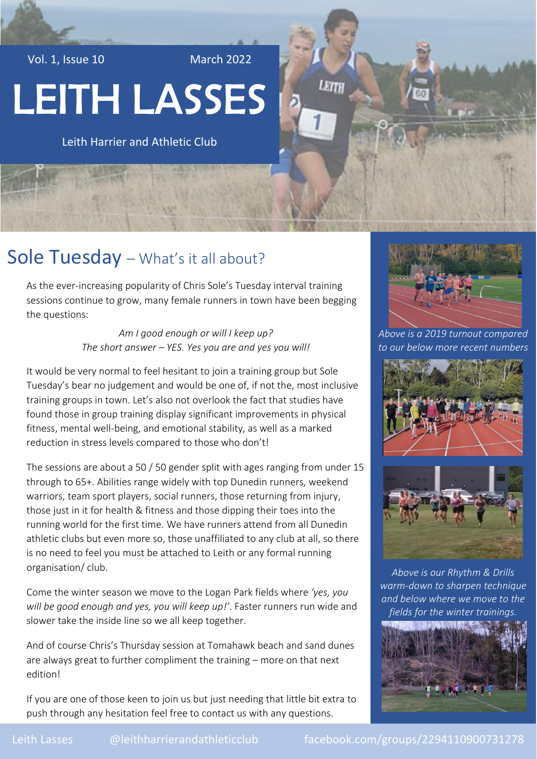Vol. 1, Issue 10 March 2022

# LEITH LASSES

Leith Harrier and Athletic Club

## Sole Tuesday – What's all about?

As the ever-increasing popularity of Chris Sole's Tuesday interval training sessions continue to grow, many female runners in town have been begging the questions:

*Am I good enough or will I keep up?*
*The short answer – YES. Yes you are and yes you will!*

It would be very normal to feel hesitant to join a training group but Sole Tuesday's bear no judgement and would be one of, if not the, most inclusive training groups in town. Let's also not overlook the fact that studies have found those in group training display significant improvements in physical fitness, mental well-being, and emotional stability, as well as a marked reduction in stress levels compared to those who don't!

The sessions are about a 50 / 50 gender split with ages ranging from under 15 through to 65+. Abilities range widely with top Dunedin runners, weekend warriors, team sport players, social runners, those returning from injury, those just in it for health & fitness and those dipping their toes into the running world for the first time. We have runners attend from all Dunedin athletic clubs but even more so, those unaffiliated to any club at all, so there is no need to feel you must be attached to Leith or any formal running organisation/ club.

Come the winter season we move to the Logan Park fields where *'yes, you will be good enough and yes, you will keep up!'*. Faster runners run wide and slower take the inside line so we all keep together.

And of course Chris's Thursday session at Tomahawk beach and sand dunes are always great to further compliment the training – more on that next edition!

If you are one of those keen to join us but just needing that little bit extra to push through any hesitation feel free to contact us with any questions.

*Above is a 2019 turnout compared to our below more recent numbers*

*Above is our Rhythm & Drills warm-down to sharpen technique and below where we move to the fields for the winter trainings.*

Leith Lasses @leithharrierandathleticclub facebook.com/groups/2294110900731278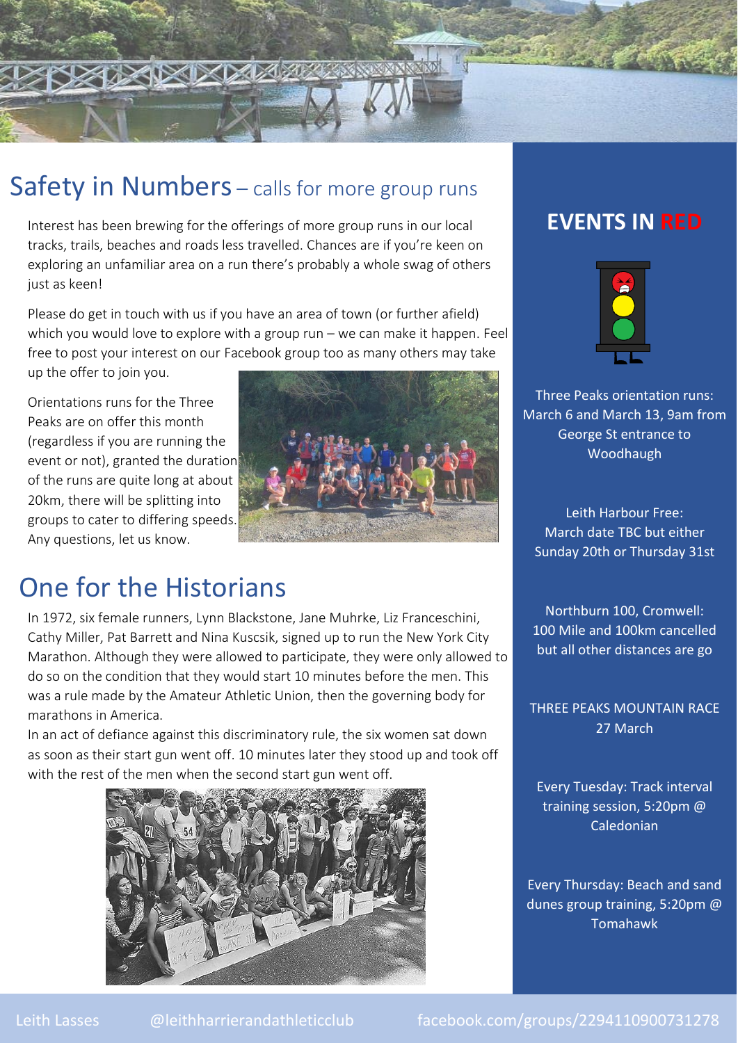## Safety in Numbers – calls for more group runs

Interest has been brewing for the offerings of more group runs in our local tracks, trails, beaches and roads less travelled. Chances are if you're keen on exploring an unfamiliar area on a run there's probably a whole swag of others just as keen!

Please do get in touch with us if you have an area of town (or further afield) which you would love to explore with a group run – we can make it happen. Feel free to post your interest on our Facebook group too as many others may take up the offer to join you.

Orientations runs for the Three Peaks are on offer this month (regardless if you are running the event or not), granted the duration of the runs are quite long at about 20km, there will be splitting into groups to cater to differing speeds. Any questions, let us know.

## One for the Historians

In 1972, six female runners, Lynn Blackstone, Jane Muhrke, Liz Franceschini, Cathy Miller, Pat Barrett and Nina Kuscsik, signed up to run the New York City Marathon. Although they were allowed to participate, they were only allowed to do so on the condition that they would start 10 minutes before the men. This was a rule made by the Amateur Athletic Union, then the governing body for marathons in America.

In an act of defiance against this discriminatory rule, the six women sat down as soon as their start gun went off. 10 minutes later they stood up and took off with the rest of the men when the second start gun went off.

## EVENTS IN RED

Three Peaks orientation runs: March 6 and March 13, 9am from George St entrance to Woodhaugh

Leith Harbour Free: March date TBC but either Sunday 20th or Thursday 31st

Northburn 100, Cromwell: 100 Mile and 100km cancelled but all other distances are go

THREE PEAKS MOUNTAIN RACE 27 March

Every Tuesday: Track interval training session, 5:20pm @ Caledonian

Every Thursday: Beach and sand dunes group training, 5:20pm @ Tomahawk

Leith Lasses @leithharrierandathleticclub facebook.com/groups/2294110900731278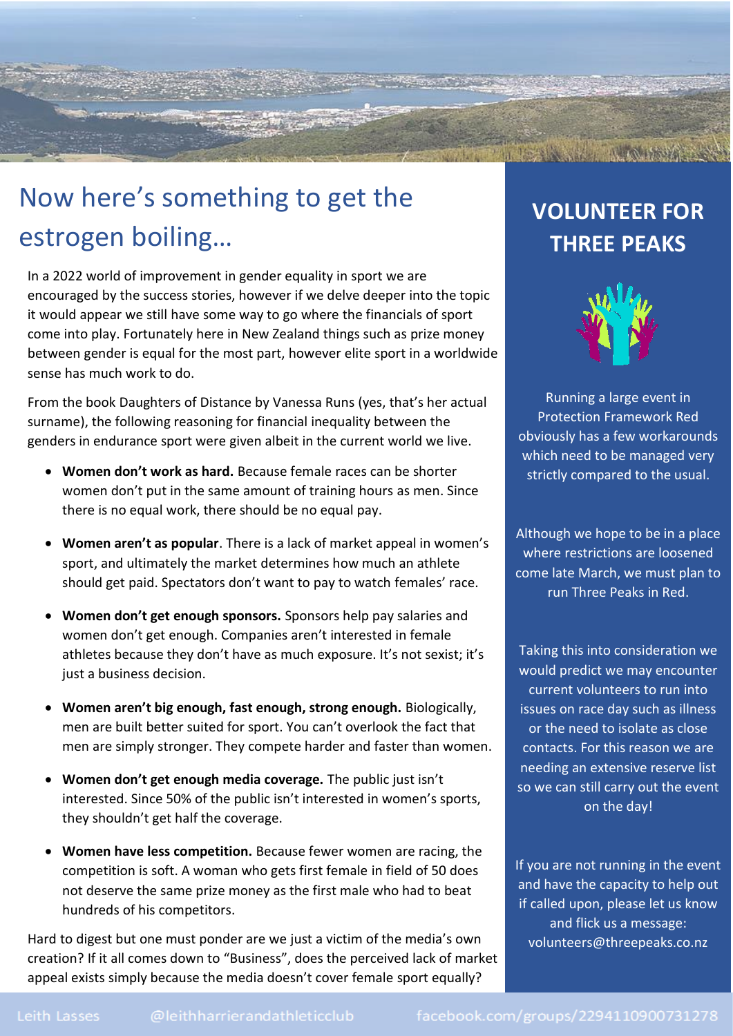# Now here's something to get the estrogen boiling…

In a 2022 world of improvement in gender equality in sport we are encouraged by the success stories, however if we delve deeper into the topic it would appear we still have some way to go where the financials of sport come into play. Fortunately here in New Zealand things such as prize money between gender is equal for the most part, however elite sport in a worldwide sense has much work to do.

From the book Daughters of Distance by Vanessa Runs (yes, that's her actual surname), the following reasoning for financial inequality between the genders in endurance sport were given albeit in the current world we live.

- **Women don't work as hard.** Because female races can be shorter women don't put in the same amount of training hours as men. Since there is no equal work, there should be no equal pay.
- **Women aren't as popular**. There is a lack of market appeal in women's sport, and ultimately the market determines how much an athlete should get paid. Spectators don't want to pay to watch females' race.
- **Women don't get enough sponsors.** Sponsors help pay salaries and women don't get enough. Companies aren't interested in female athletes because they don't have as much exposure. It's not sexist; it's just a business decision.
- **Women aren't big enough, fast enough, strong enough.** Biologically, men are built better suited for sport. You can't overlook the fact that men are simply stronger. They compete harder and faster than women.
- **Women don't get enough media coverage.** The public just isn't interested. Since 50% of the public isn't interested in women's sports, they shouldn't get half the coverage.
- **Women have less competition.** Because fewer women are racing, the competition is soft. A woman who gets first female in field of 50 does not deserve the same prize money as the first male who had to beat hundreds of his competitors.

Hard to digest but one must ponder are we just a victim of the media's own creation? If it all comes down to "Business", does the perceived lack of market appeal exists simply because the media doesn't cover female sport equally?

## VOLUNTEER FOR THREE PEAKS

Running a large event in Protection Framework Red obviously has a few workarounds which need to be managed very strictly compared to the usual.

Although we hope to be in a place where restrictions are loosened come late March, we must plan to run Three Peaks in Red.

Taking this into consideration we would predict we may encounter current volunteers to run into issues on race day such as illness or the need to isolate as close contacts. For this reason we are needing an extensive reserve list so we can still carry out the event on the day!

If you are not running in the event and have the capacity to help out if called upon, please let us know and flick us a message: volunteers@threepeaks.co.nz